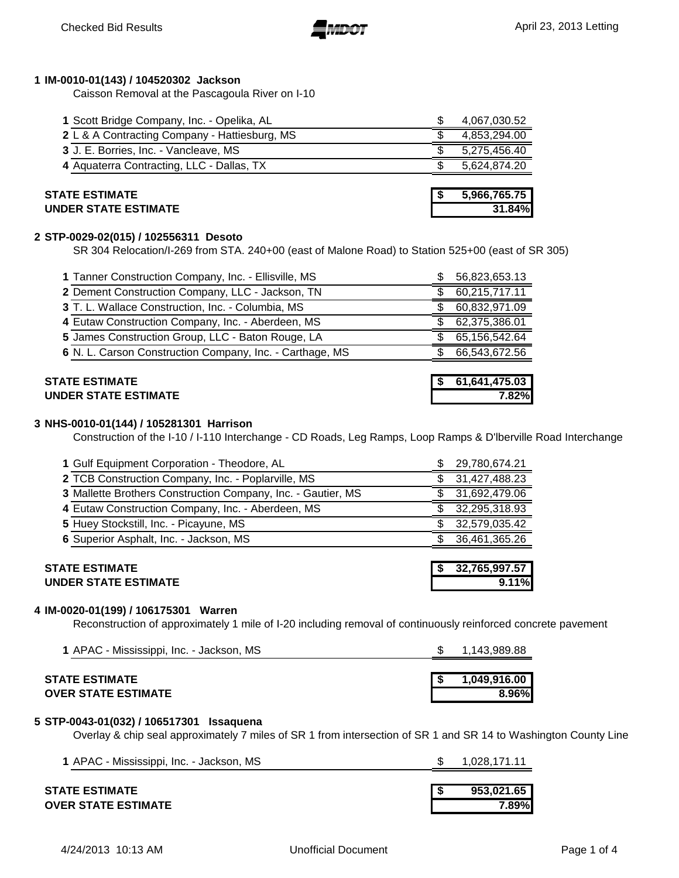Checked Bid Results

April 23, 2013 Letting

## 1 IM-0010-01(143) / 104520302 Jackson

Caisson Removal at the Pascagoula River on I-10

| | Bidder | Amount |
|---|---|---|
| 1 | Scott Bridge Company, Inc. - Opelika, AL | $ 4,067,030.52 |
| 2 | L & A Contracting Company - Hattiesburg, MS | $ 4,853,294.00 |
| 3 | J. E. Borries, Inc. - Vancleave, MS | $ 5,275,456.40 |
| 4 | Aquaterra Contracting, LLC - Dallas, TX | $ 5,624,874.20 |

**STATE ESTIMATE** **$ 5,966,765.75**
**UNDER STATE ESTIMATE** **31.84%**

## 2 STP-0029-02(015) / 102556311 Desoto

SR 304 Relocation/I-269 from STA. 240+00 (east of Malone Road) to Station 525+00 (east of SR 305)

| | Bidder | Amount |
|---|---|---|
| 1 | Tanner Construction Company, Inc. - Ellisville, MS | $ 56,823,653.13 |
| 2 | Dement Construction Company, LLC - Jackson, TN | $ 60,215,717.11 |
| 3 | T. L. Wallace Construction, Inc. - Columbia, MS | $ 60,832,971.09 |
| 4 | Eutaw Construction Company, Inc. - Aberdeen, MS | $ 62,375,386.01 |
| 5 | James Construction Group, LLC - Baton Rouge, LA | $ 65,156,542.64 |
| 6 | N. L. Carson Construction Company, Inc. - Carthage, MS | $ 66,543,672.56 |

**STATE ESTIMATE** **$ 61,641,475.03**
**UNDER STATE ESTIMATE** **7.82%**

## 3 NHS-0010-01(144) / 105281301 Harrison

Construction of the I-10 / I-110 Interchange - CD Roads, Leg Ramps, Loop Ramps & D'lberville Road Interchange

| | Bidder | Amount |
|---|---|---|
| 1 | Gulf Equipment Corporation - Theodore, AL | $ 29,780,674.21 |
| 2 | TCB Construction Company, Inc. - Poplarville, MS | $ 31,427,488.23 |
| 3 | Mallette Brothers Construction Company, Inc. - Gautier, MS | $ 31,692,479.06 |
| 4 | Eutaw Construction Company, Inc. - Aberdeen, MS | $ 32,295,318.93 |
| 5 | Huey Stockstill, Inc. - Picayune, MS | $ 32,579,035.42 |
| 6 | Superior Asphalt, Inc. - Jackson, MS | $ 36,461,365.26 |

**STATE ESTIMATE** **$ 32,765,997.57**
**UNDER STATE ESTIMATE** **9.11%**

## 4 IM-0020-01(199) / 106175301 Warren

Reconstruction of approximately 1 mile of I-20 including removal of continuously reinforced concrete pavement

| | Bidder | Amount |
|---|---|---|
| 1 | APAC - Mississippi, Inc. - Jackson, MS | $ 1,143,989.88 |

**STATE ESTIMATE** **$ 1,049,916.00**
**OVER STATE ESTIMATE** **8.96%**

## 5 STP-0043-01(032) / 106517301 Issaquena

Overlay & chip seal approximately 7 miles of SR 1 from intersection of SR 1 and SR 14 to Washington County Line

| | Bidder | Amount |
|---|---|---|
| 1 | APAC - Mississippi, Inc. - Jackson, MS | $ 1,028,171.11 |

**STATE ESTIMATE** **$ 953,021.65**
**OVER STATE ESTIMATE** **7.89%**

4/24/2013 10:13 AM Unofficial Document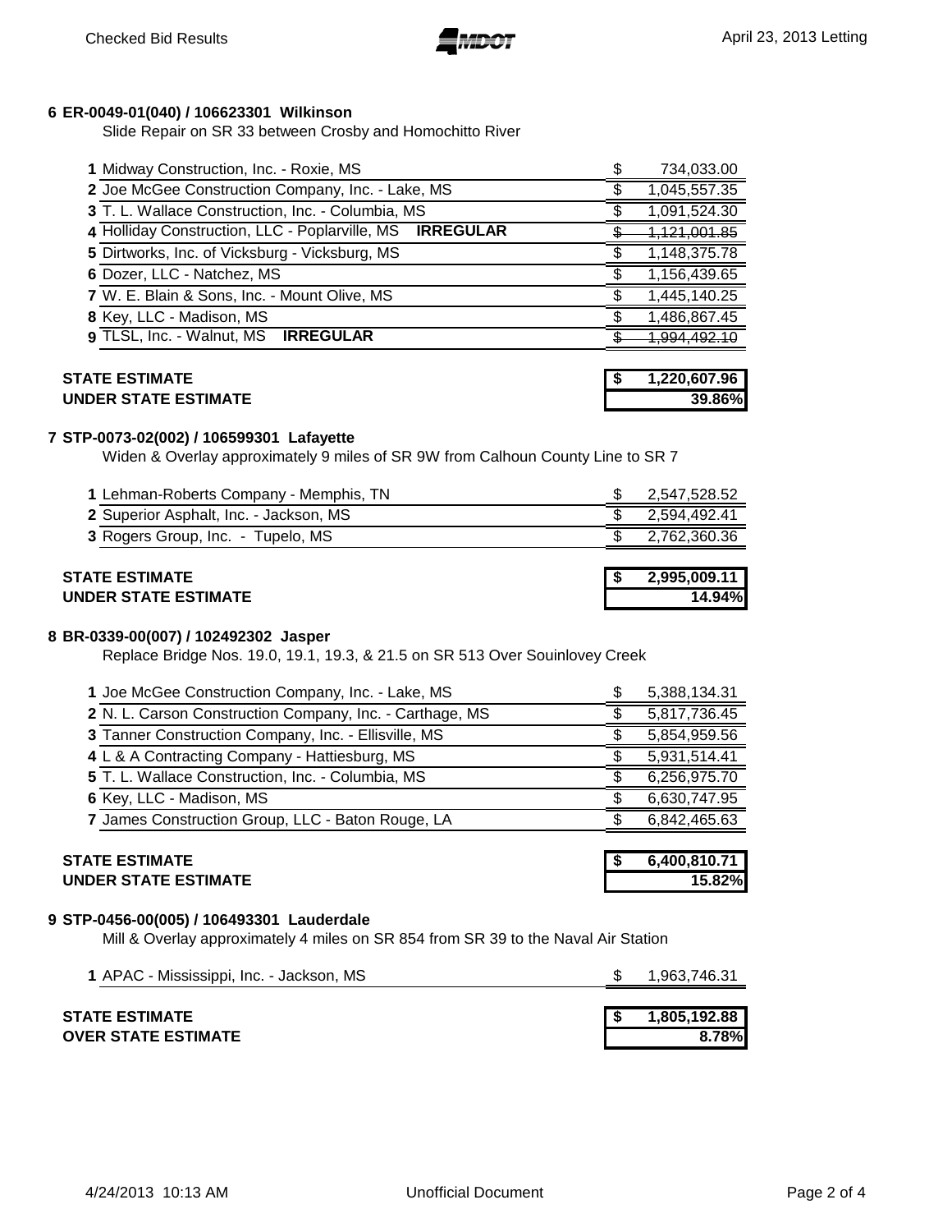**6 ER-0049-01(040) / 106623301 Wilkinson**

Slide Repair on SR 33 between Crosby and Homochitto River

| # | Bidder | | Amount |
|---|---|---|---|
| 1 | Midway Construction, Inc. - Roxie, MS | $ | 734,033.00 |
| 2 | Joe McGee Construction Company, Inc. - Lake, MS | $ | 1,045,557.35 |
| 3 | T. L. Wallace Construction, Inc. - Columbia, MS | $ | 1,091,524.30 |
| 4 | Holliday Construction, LLC - Poplarville, MS **IRREGULAR** | ~~$~~ | ~~1,121,001.85~~ |
| 5 | Dirtworks, Inc. of Vicksburg - Vicksburg, MS | $ | 1,148,375.78 |
| 6 | Dozer, LLC - Natchez, MS | $ | 1,156,439.65 |
| 7 | W. E. Blain & Sons, Inc. - Mount Olive, MS | $ | 1,445,140.25 |
| 8 | Key, LLC - Madison, MS | $ | 1,486,867.45 |
| 9 | TLSL, Inc. - Walnut, MS **IRREGULAR** | ~~$~~ | ~~1,994,492.10~~ |

| | | |
|---|---|---|
| **STATE ESTIMATE** | **$** | **1,220,607.96** |
| **UNDER STATE ESTIMATE** | | **39.86%** |

**7 STP-0073-02(002) / 106599301 Lafayette**

Widen & Overlay approximately 9 miles of SR 9W from Calhoun County Line to SR 7

| # | Bidder | | Amount |
|---|---|---|---|
| 1 | Lehman-Roberts Company - Memphis, TN | $ | 2,547,528.52 |
| 2 | Superior Asphalt, Inc. - Jackson, MS | $ | 2,594,492.41 |
| 3 | Rogers Group, Inc. - Tupelo, MS | $ | 2,762,360.36 |

| | | |
|---|---|---|
| **STATE ESTIMATE** | **$** | **2,995,009.11** |
| **UNDER STATE ESTIMATE** | | **14.94%** |

**8 BR-0339-00(007) / 102492302 Jasper**

Replace Bridge Nos. 19.0, 19.1, 19.3, & 21.5 on SR 513 Over Souinlovey Creek

| # | Bidder | | Amount |
|---|---|---|---|
| 1 | Joe McGee Construction Company, Inc. - Lake, MS | $ | 5,388,134.31 |
| 2 | N. L. Carson Construction Company, Inc. - Carthage, MS | $ | 5,817,736.45 |
| 3 | Tanner Construction Company, Inc. - Ellisville, MS | $ | 5,854,959.56 |
| 4 | L & A Contracting Company - Hattiesburg, MS | $ | 5,931,514.41 |
| 5 | T. L. Wallace Construction, Inc. - Columbia, MS | $ | 6,256,975.70 |
| 6 | Key, LLC - Madison, MS | $ | 6,630,747.95 |
| 7 | James Construction Group, LLC - Baton Rouge, LA | $ | 6,842,465.63 |

| | | |
|---|---|---|
| **STATE ESTIMATE** | **$** | **6,400,810.71** |
| **UNDER STATE ESTIMATE** | | **15.82%** |

**9 STP-0456-00(005) / 106493301 Lauderdale**

Mill & Overlay approximately 4 miles on SR 854 from SR 39 to the Naval Air Station

| # | Bidder | | Amount |
|---|---|---|---|
| 1 | APAC - Mississippi, Inc. - Jackson, MS | $ | 1,963,746.31 |

| | | |
|---|---|---|
| **STATE ESTIMATE** | **$** | **1,805,192.88** |
| **OVER STATE ESTIMATE** | | **8.78%** |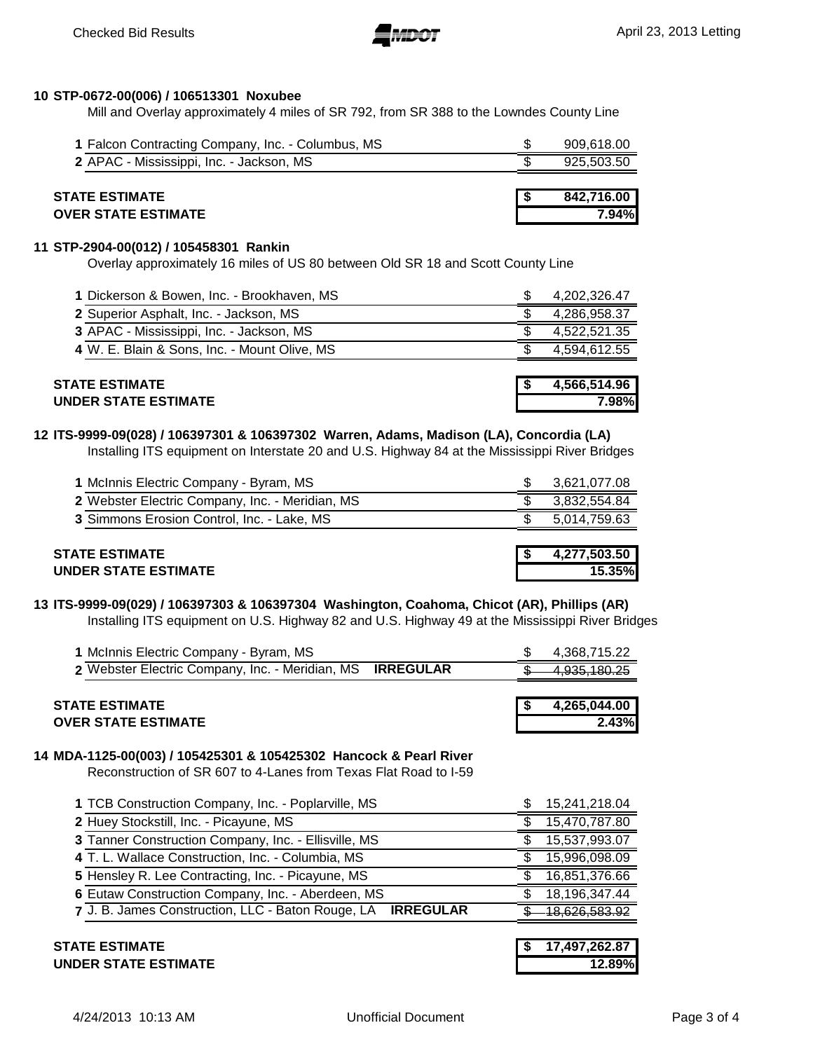**10 STP-0672-00(006) / 106513301 Noxubee**

Mill and Overlay approximately 4 miles of SR 792, from SR 388 to the Lowndes County Line

| | Bidder | Amount |
|---|---|---|
| 1 | Falcon Contracting Company, Inc. - Columbus, MS | $ 909,618.00 |
| 2 | APAC - Mississippi, Inc. - Jackson, MS | $ 925,503.50 |

| | |
|---|---|
| **STATE ESTIMATE** | **$ 842,716.00** |
| **OVER STATE ESTIMATE** | **7.94%** |

**11 STP-2904-00(012) / 105458301 Rankin**

Overlay approximately 16 miles of US 80 between Old SR 18 and Scott County Line

| | Bidder | Amount |
|---|---|---|
| 1 | Dickerson & Bowen, Inc. - Brookhaven, MS | $ 4,202,326.47 |
| 2 | Superior Asphalt, Inc. - Jackson, MS | $ 4,286,958.37 |
| 3 | APAC - Mississippi, Inc. - Jackson, MS | $ 4,522,521.35 |
| 4 | W. E. Blain & Sons, Inc. - Mount Olive, MS | $ 4,594,612.55 |

| | |
|---|---|
| **STATE ESTIMATE** | **$ 4,566,514.96** |
| **UNDER STATE ESTIMATE** | **7.98%** |

**12 ITS-9999-09(028) / 106397301 & 106397302 Warren, Adams, Madison (LA), Concordia (LA)**

Installing ITS equipment on Interstate 20 and U.S. Highway 84 at the Mississippi River Bridges

| | Bidder | Amount |
|---|---|---|
| 1 | McInnis Electric Company - Byram, MS | $ 3,621,077.08 |
| 2 | Webster Electric Company, Inc. - Meridian, MS | $ 3,832,554.84 |
| 3 | Simmons Erosion Control, Inc. - Lake, MS | $ 5,014,759.63 |

| | |
|---|---|
| **STATE ESTIMATE** | **$ 4,277,503.50** |
| **UNDER STATE ESTIMATE** | **15.35%** |

**13 ITS-9999-09(029) / 106397303 & 106397304 Washington, Coahoma, Chicot (AR), Phillips (AR)**

Installing ITS equipment on U.S. Highway 82 and U.S. Highway 49 at the Mississippi River Bridges

| | Bidder | Amount |
|---|---|---|
| 1 | McInnis Electric Company - Byram, MS | $ 4,368,715.22 |
| 2 | Webster Electric Company, Inc. - Meridian, MS **IRREGULAR** | ~~$ 4,935,180.25~~ |

| | |
|---|---|
| **STATE ESTIMATE** | **$ 4,265,044.00** |
| **OVER STATE ESTIMATE** | **2.43%** |

**14 MDA-1125-00(003) / 105425301 & 105425302 Hancock & Pearl River**

Reconstruction of SR 607 to 4-Lanes from Texas Flat Road to I-59

| | Bidder | Amount |
|---|---|---|
| 1 | TCB Construction Company, Inc. - Poplarville, MS | $ 15,241,218.04 |
| 2 | Huey Stockstill, Inc. - Picayune, MS | $ 15,470,787.80 |
| 3 | Tanner Construction Company, Inc. - Ellisville, MS | $ 15,537,993.07 |
| 4 | T. L. Wallace Construction, Inc. - Columbia, MS | $ 15,996,098.09 |
| 5 | Hensley R. Lee Contracting, Inc. - Picayune, MS | $ 16,851,376.66 |
| 6 | Eutaw Construction Company, Inc. - Aberdeen, MS | $ 18,196,347.44 |
| 7 | J. B. James Construction, LLC - Baton Rouge, LA **IRREGULAR** | ~~$ 18,626,583.92~~ |

| | |
|---|---|
| **STATE ESTIMATE** | **$ 17,497,262.87** |
| **UNDER STATE ESTIMATE** | **12.89%** |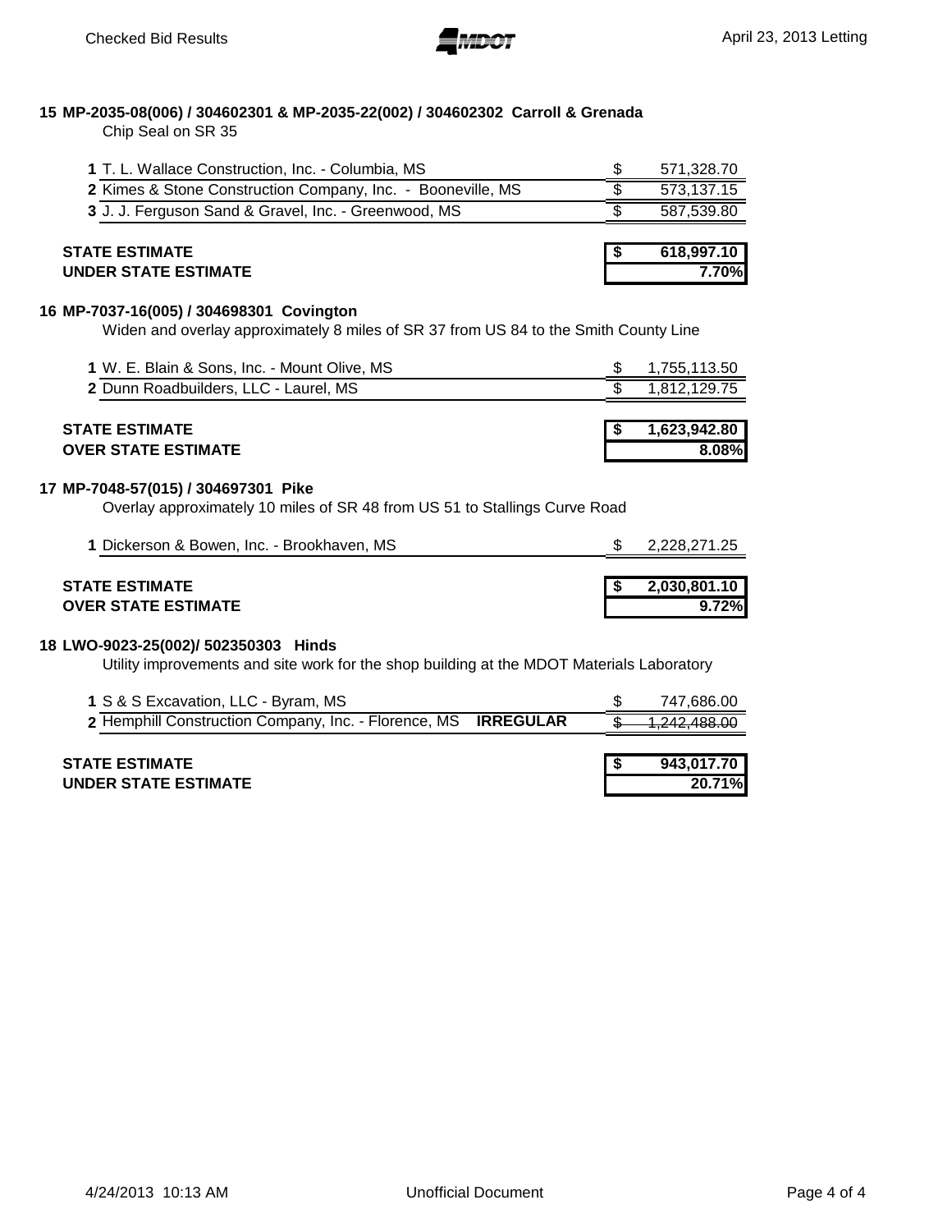**15 MP-2035-08(006) / 304602301 & MP-2035-22(002) / 304602302 Carroll & Grenada**

Chip Seal on SR 35

| | | |
|---|---|---|
| 1 | T. L. Wallace Construction, Inc. - Columbia, MS | $ 571,328.70 |
| 2 | Kimes & Stone Construction Company, Inc. - Booneville, MS | $ 573,137.15 |
| 3 | J. J. Ferguson Sand & Gravel, Inc. - Greenwood, MS | $ 587,539.80 |

| | |
|---|---|
| **STATE ESTIMATE** | **$ 618,997.10** |
| **UNDER STATE ESTIMATE** | **7.70%** |

**16 MP-7037-16(005) / 304698301 Covington**

Widen and overlay approximately 8 miles of SR 37 from US 84 to the Smith County Line

| | | |
|---|---|---|
| 1 | W. E. Blain & Sons, Inc. - Mount Olive, MS | $ 1,755,113.50 |
| 2 | Dunn Roadbuilders, LLC - Laurel, MS | $ 1,812,129.75 |

| | |
|---|---|
| **STATE ESTIMATE** | **$ 1,623,942.80** |
| **OVER STATE ESTIMATE** | **8.08%** |

**17 MP-7048-57(015) / 304697301 Pike**

Overlay approximately 10 miles of SR 48 from US 51 to Stallings Curve Road

| | | |
|---|---|---|
| 1 | Dickerson & Bowen, Inc. - Brookhaven, MS | $ 2,228,271.25 |

| | |
|---|---|
| **STATE ESTIMATE** | **$ 2,030,801.10** |
| **OVER STATE ESTIMATE** | **9.72%** |

**18 LWO-9023-25(002)/ 502350303 Hinds**

Utility improvements and site work for the shop building at the MDOT Materials Laboratory

| | | |
|---|---|---|
| 1 | S & S Excavation, LLC - Byram, MS | $ 747,686.00 |
| 2 | Hemphill Construction Company, Inc. - Florence, MS **IRREGULAR** | ~~$ 1,242,488.00~~ |

| | |
|---|---|
| **STATE ESTIMATE** | **$ 943,017.70** |
| **UNDER STATE ESTIMATE** | **20.71%** |